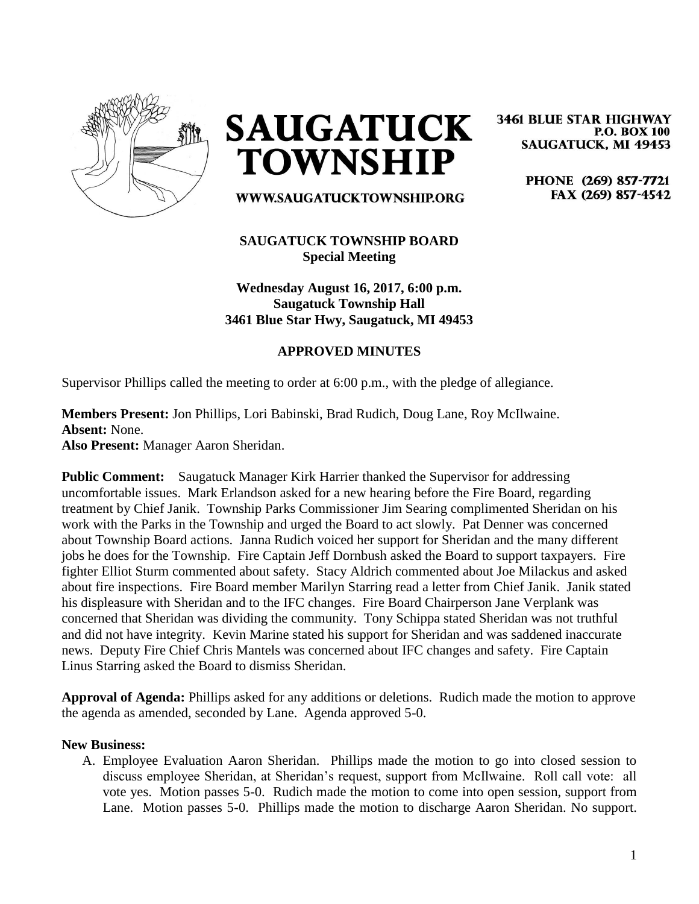**SAUGATUCK TOWNSHIP**

WWW.SAUGATUCKTOWNSHIP.ORG

3461 BLUE STAR HIGHWAY
P.O. BOX 100
SAUGATUCK, MI 49453

PHONE (269) 857-7721
FAX (269) 857-4542

**SAUGATUCK TOWNSHIP BOARD**
**Special Meeting**

**Wednesday August 16, 2017, 6:00 p.m.**
**Saugatuck Township Hall**
**3461 Blue Star Hwy, Saugatuck, MI 49453**

**APPROVED MINUTES**

Supervisor Phillips called the meeting to order at 6:00 p.m., with the pledge of allegiance.

**Members Present:** Jon Phillips, Lori Babinski, Brad Rudich, Doug Lane, Roy McIlwaine.
**Absent:** None.
**Also Present:** Manager Aaron Sheridan.

**Public Comment:** Saugatuck Manager Kirk Harrier thanked the Supervisor for addressing uncomfortable issues. Mark Erlandson asked for a new hearing before the Fire Board, regarding treatment by Chief Janik. Township Parks Commissioner Jim Searing complimented Sheridan on his work with the Parks in the Township and urged the Board to act slowly. Pat Denner was concerned about Township Board actions. Janna Rudich voiced her support for Sheridan and the many different jobs he does for the Township. Fire Captain Jeff Dornbush asked the Board to support taxpayers. Fire fighter Elliot Sturm commented about safety. Stacy Aldrich commented about Joe Milackus and asked about fire inspections. Fire Board member Marilyn Starring read a letter from Chief Janik. Janik stated his displeasure with Sheridan and to the IFC changes. Fire Board Chairperson Jane Verplank was concerned that Sheridan was dividing the community. Tony Schippa stated Sheridan was not truthful and did not have integrity. Kevin Marine stated his support for Sheridan and was saddened inaccurate news. Deputy Fire Chief Chris Mantels was concerned about IFC changes and safety. Fire Captain Linus Starring asked the Board to dismiss Sheridan.

**Approval of Agenda:** Phillips asked for any additions or deletions. Rudich made the motion to approve the agenda as amended, seconded by Lane. Agenda approved 5-0.

**New Business:**

A. Employee Evaluation Aaron Sheridan. Phillips made the motion to go into closed session to discuss employee Sheridan, at Sheridan's request, support from McIlwaine. Roll call vote: all vote yes. Motion passes 5-0. Rudich made the motion to come into open session, support from Lane. Motion passes 5-0. Phillips made the motion to discharge Aaron Sheridan. No support.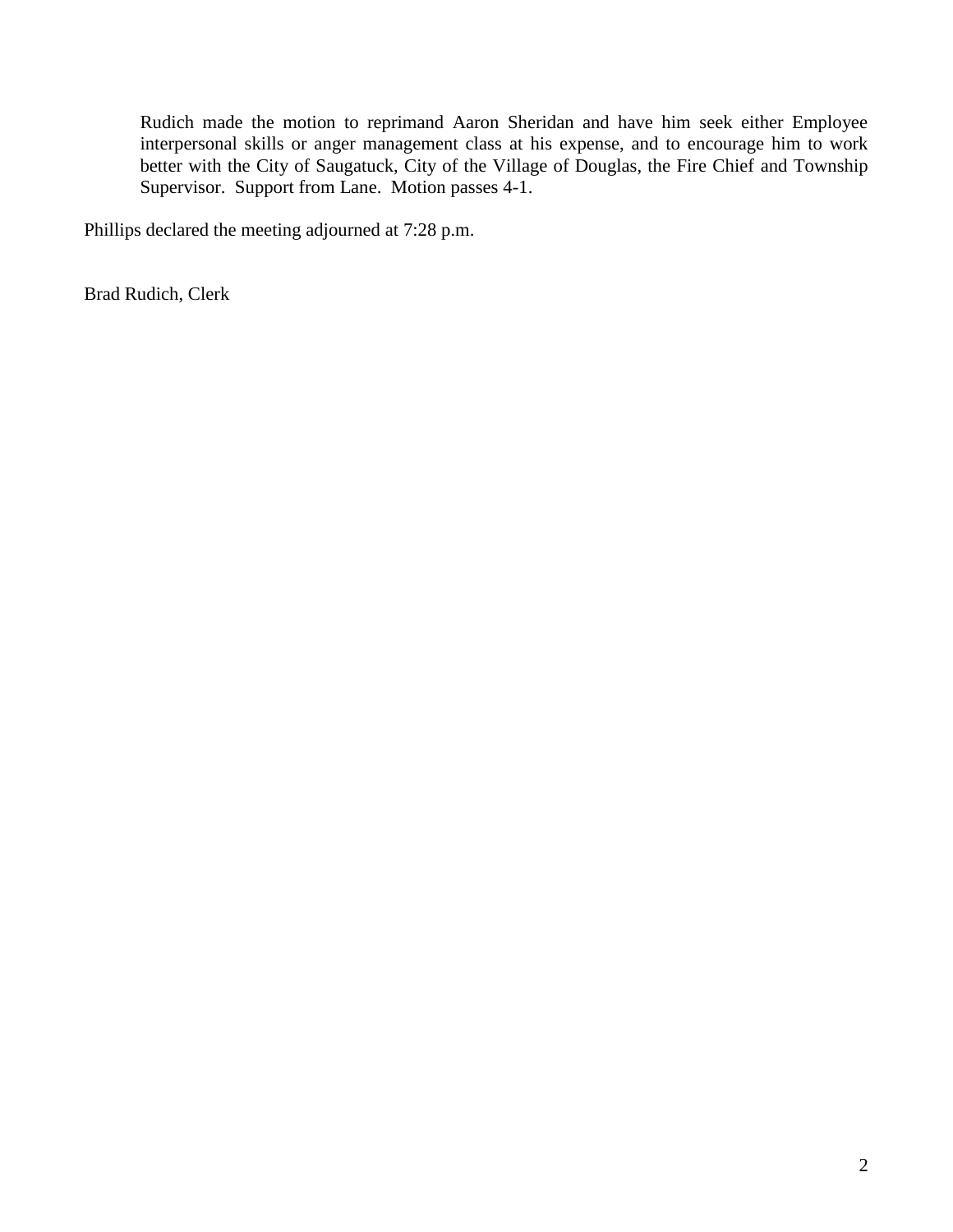Rudich made the motion to reprimand Aaron Sheridan and have him seek either Employee interpersonal skills or anger management class at his expense, and to encourage him to work better with the City of Saugatuck, City of the Village of Douglas, the Fire Chief and Township Supervisor. Support from Lane. Motion passes 4-1.

Phillips declared the meeting adjourned at 7:28 p.m.

Brad Rudich, Clerk